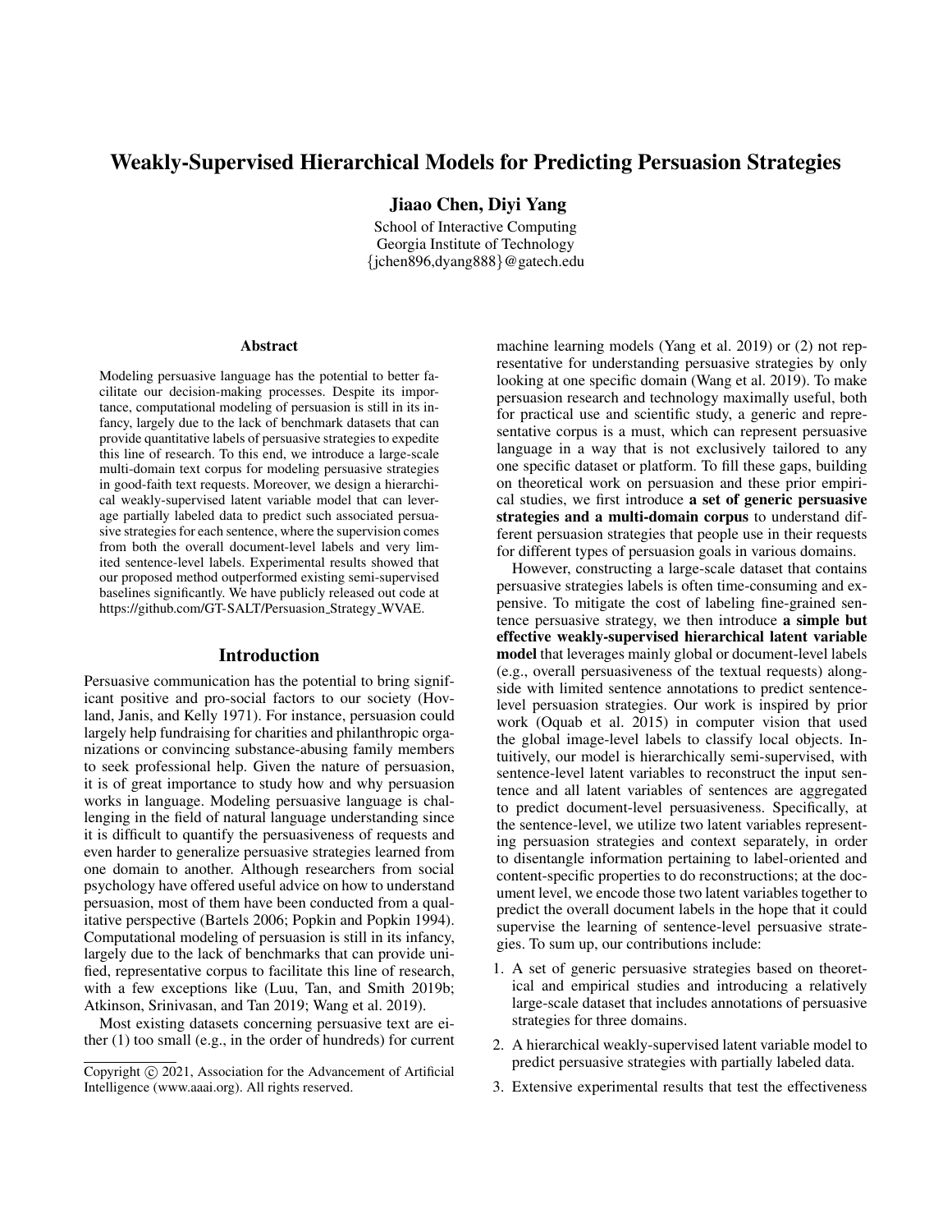# Weakly-Supervised Hierarchical Models for Predicting Persuasion Strategies

**Jiaao Chen, Diyi Yang**

School of Interactive Computing
Georgia Institute of Technology
{jchen896,dyang888}@gatech.edu

## Abstract

Modeling persuasive language has the potential to better facilitate our decision-making processes. Despite its importance, computational modeling of persuasion is still in its infancy, largely due to the lack of benchmark datasets that can provide quantitative labels of persuasive strategies to expedite this line of research. To this end, we introduce a large-scale multi-domain text corpus for modeling persuasive strategies in good-faith text requests. Moreover, we design a hierarchical weakly-supervised latent variable model that can leverage partially labeled data to predict such associated persuasive strategies for each sentence, where the supervision comes from both the overall document-level labels and very limited sentence-level labels. Experimental results showed that our proposed method outperformed existing semi-supervised baselines significantly. We have publicly released out code at https://github.com/GT-SALT/Persuasion_Strategy_WVAE.

## Introduction

Persuasive communication has the potential to bring significant positive and pro-social factors to our society (Hovland, Janis, and Kelly 1971). For instance, persuasion could largely help fundraising for charities and philanthropic organizations or convincing substance-abusing family members to seek professional help. Given the nature of persuasion, it is of great importance to study how and why persuasion works in language. Modeling persuasive language is challenging in the field of natural language understanding since it is difficult to quantify the persuasiveness of requests and even harder to generalize persuasive strategies learned from one domain to another. Although researchers from social psychology have offered useful advice on how to understand persuasion, most of them have been conducted from a qualitative perspective (Bartels 2006; Popkin and Popkin 1994). Computational modeling of persuasion is still in its infancy, largely due to the lack of benchmarks that can provide unified, representative corpus to facilitate this line of research, with a few exceptions like (Luu, Tan, and Smith 2019b; Atkinson, Srinivasan, and Tan 2019; Wang et al. 2019).

Most existing datasets concerning persuasive text are either (1) too small (e.g., in the order of hundreds) for current machine learning models (Yang et al. 2019) or (2) not representative for understanding persuasive strategies by only looking at one specific domain (Wang et al. 2019). To make persuasion research and technology maximally useful, both for practical use and scientific study, a generic and representative corpus is a must, which can represent persuasive language in a way that is not exclusively tailored to any one specific dataset or platform. To fill these gaps, building on theoretical work on persuasion and these prior empirical studies, we first introduce **a set of generic persuasive strategies and a multi-domain corpus** to understand different persuasion strategies that people use in their requests for different types of persuasion goals in various domains.

However, constructing a large-scale dataset that contains persuasive strategies labels is often time-consuming and expensive. To mitigate the cost of labeling fine-grained sentence persuasive strategy, we then introduce **a simple but effective weakly-supervised hierarchical latent variable model** that leverages mainly global or document-level labels (e.g., overall persuasiveness of the textual requests) alongside with limited sentence annotations to predict sentence-level persuasion strategies. Our work is inspired by prior work (Oquab et al. 2015) in computer vision that used the global image-level labels to classify local objects. Intuitively, our model is hierarchically semi-supervised, with sentence-level latent variables to reconstruct the input sentence and all latent variables of sentences are aggregated to predict document-level persuasiveness. Specifically, at the sentence-level, we utilize two latent variables representing persuasion strategies and context separately, in order to disentangle information pertaining to label-oriented and content-specific properties to do reconstructions; at the document level, we encode those two latent variables together to predict the overall document labels in the hope that it could supervise the learning of sentence-level persuasive strategies. To sum up, our contributions include:

1. A set of generic persuasive strategies based on theoretical and empirical studies and introducing a relatively large-scale dataset that includes annotations of persuasive strategies for three domains.
2. A hierarchical weakly-supervised latent variable model to predict persuasive strategies with partially labeled data.
3. Extensive experimental results that test the effectiveness

Copyright © 2021, Association for the Advancement of Artificial Intelligence (www.aaai.org). All rights reserved.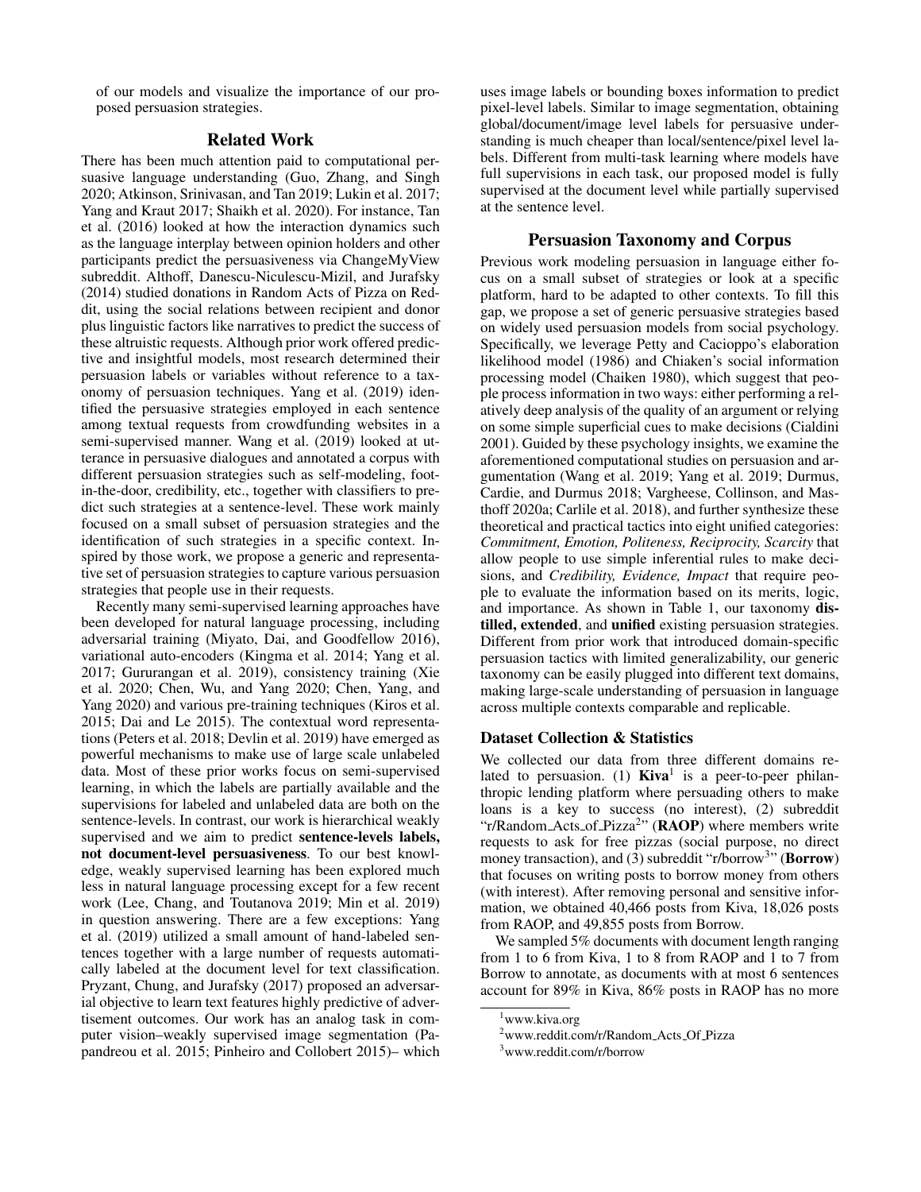of our models and visualize the importance of our proposed persuasion strategies.

## Related Work

There has been much attention paid to computational persuasive language understanding (Guo, Zhang, and Singh 2020; Atkinson, Srinivasan, and Tan 2019; Lukin et al. 2017; Yang and Kraut 2017; Shaikh et al. 2020). For instance, Tan et al. (2016) looked at how the interaction dynamics such as the language interplay between opinion holders and other participants predict the persuasiveness via ChangeMyView subreddit. Althoff, Danescu-Niculescu-Mizil, and Jurafsky (2014) studied donations in Random Acts of Pizza on Reddit, using the social relations between recipient and donor plus linguistic factors like narratives to predict the success of these altruistic requests. Although prior work offered predictive and insightful models, most research determined their persuasion labels or variables without reference to a taxonomy of persuasion techniques. Yang et al. (2019) identified the persuasive strategies employed in each sentence among textual requests from crowdfunding websites in a semi-supervised manner. Wang et al. (2019) looked at utterance in persuasive dialogues and annotated a corpus with different persuasion strategies such as self-modeling, foot-in-the-door, credibility, etc., together with classifiers to predict such strategies at a sentence-level. These work mainly focused on a small subset of persuasion strategies and the identification of such strategies in a specific context. Inspired by those work, we propose a generic and representative set of persuasion strategies to capture various persuasion strategies that people use in their requests.

Recently many semi-supervised learning approaches have been developed for natural language processing, including adversarial training (Miyato, Dai, and Goodfellow 2016), variational auto-encoders (Kingma et al. 2014; Yang et al. 2017; Gururangan et al. 2019), consistency training (Xie et al. 2020; Chen, Wu, and Yang 2020; Chen, Yang, and Yang 2020) and various pre-training techniques (Kiros et al. 2015; Dai and Le 2015). The contextual word representations (Peters et al. 2018; Devlin et al. 2019) have emerged as powerful mechanisms to make use of large scale unlabeled data. Most of these prior works focus on semi-supervised learning, in which the labels are partially available and the supervisions for labeled and unlabeled data are both on the sentence-levels. In contrast, our work is hierarchical weakly supervised and we aim to predict **sentence-levels labels, not document-level persuasiveness**. To our best knowledge, weakly supervised learning has been explored much less in natural language processing except for a few recent work (Lee, Chang, and Toutanova 2019; Min et al. 2019) in question answering. There are a few exceptions: Yang et al. (2019) utilized a small amount of hand-labeled sentences together with a large number of requests automatically labeled at the document level for text classification. Pryzant, Chung, and Jurafsky (2017) proposed an adversarial objective to learn text features highly predictive of advertisement outcomes. Our work has an analog task in computer vision–weakly supervised image segmentation (Papandreou et al. 2015; Pinheiro and Collobert 2015)– which uses image labels or bounding boxes information to predict pixel-level labels. Similar to image segmentation, obtaining global/document/image level labels for persuasive understanding is much cheaper than local/sentence/pixel level labels. Different from multi-task learning where models have full supervisions in each task, our proposed model is fully supervised at the document level while partially supervised at the sentence level.

## Persuasion Taxonomy and Corpus

Previous work modeling persuasion in language either focus on a small subset of strategies or look at a specific platform, hard to be adapted to other contexts. To fill this gap, we propose a set of generic persuasive strategies based on widely used persuasion models from social psychology. Specifically, we leverage Petty and Cacioppo's elaboration likelihood model (1986) and Chiaken's social information processing model (Chaiken 1980), which suggest that people process information in two ways: either performing a relatively deep analysis of the quality of an argument or relying on some simple superficial cues to make decisions (Cialdini 2001). Guided by these psychology insights, we examine the aforementioned computational studies on persuasion and argumentation (Wang et al. 2019; Yang et al. 2019; Durmus, Cardie, and Durmus 2018; Vargheese, Collinson, and Masthoff 2020a; Carlile et al. 2018), and further synthesize these theoretical and practical tactics into eight unified categories: *Commitment, Emotion, Politeness, Reciprocity, Scarcity* that allow people to use simple inferential rules to make decisions, and *Credibility, Evidence, Impact* that require people to evaluate the information based on its merits, logic, and importance. As shown in Table 1, our taxonomy **distilled, extended**, and **unified** existing persuasion strategies. Different from prior work that introduced domain-specific persuasion tactics with limited generalizability, our generic taxonomy can be easily plugged into different text domains, making large-scale understanding of persuasion in language across multiple contexts comparable and replicable.

### Dataset Collection & Statistics

We collected our data from three different domains related to persuasion. (1) **Kiva**[1] is a peer-to-peer philanthropic lending platform where persuading others to make loans is a key to success (no interest), (2) subreddit "r/Random_Acts_of_Pizza[2]" (**RAOP**) where members write requests to ask for free pizzas (social purpose, no direct money transaction), and (3) subreddit "r/borrow[3]" (**Borrow**) that focuses on writing posts to borrow money from others (with interest). After removing personal and sensitive information, we obtained 40,466 posts from Kiva, 18,026 posts from RAOP, and 49,855 posts from Borrow.

We sampled 5% documents with document length ranging from 1 to 6 from Kiva, 1 to 8 from RAOP and 1 to 7 from Borrow to annotate, as documents with at most 6 sentences account for 89% in Kiva, 86% posts in RAOP has no more

[1] www.kiva.org

[2] www.reddit.com/r/Random_Acts_Of_Pizza

[3] www.reddit.com/r/borrow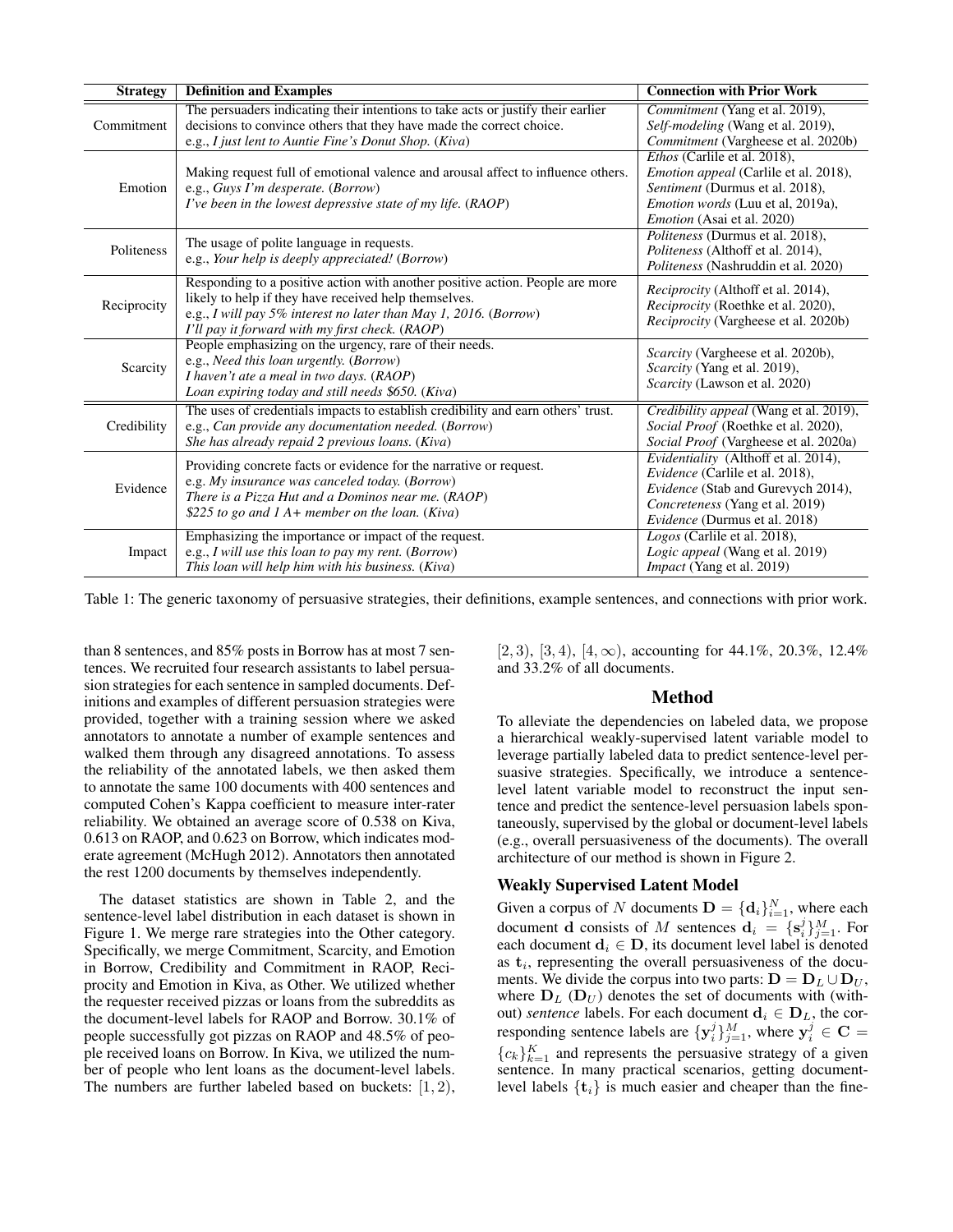| Strategy | Definition and Examples | Connection with Prior Work |
|---|---|---|
| Commitment | The persuaders indicating their intentions to take acts or justify their earlier decisions to convince others that they have made the correct choice.<br>e.g., *I just lent to Auntie Fine's Donut Shop.* (*Kiva*) | *Commitment* (Yang et al. 2019),<br>*Self-modeling* (Wang et al. 2019),<br>*Commitment* (Vargheese et al. 2020b) |
| Emotion | Making request full of emotional valence and arousal affect to influence others.<br>e.g., *Guys I'm desperate.* (*Borrow*)<br>*I've been in the lowest depressive state of my life.* (*RAOP*) | *Ethos* (Carlile et al. 2018),<br>*Emotion appeal* (Carlile et al. 2018),<br>*Sentiment* (Durmus et al. 2018),<br>*Emotion words* (Luu et al, 2019a),<br>*Emotion* (Asai et al. 2020) |
| Politeness | The usage of polite language in requests.<br>e.g., *Your help is deeply appreciated!* (*Borrow*) | *Politeness* (Durmus et al. 2018),<br>*Politeness* (Althoff et al. 2014),<br>*Politeness* (Nashruddin et al. 2020) |
| Reciprocity | Responding to a positive action with another positive action. People are more likely to help if they have received help themselves.<br>e.g., *I will pay 5% interest no later than May 1, 2016.* (*Borrow*)<br>*I'll pay it forward with my first check.* (*RAOP*) | *Reciprocity* (Althoff et al. 2014),<br>*Reciprocity* (Roethke et al. 2020),<br>*Reciprocity* (Vargheese et al. 2020b) |
| Scarcity | People emphasizing on the urgency, rare of their needs.<br>e.g., *Need this loan urgently.* (*Borrow*)<br>*I haven't ate a meal in two days.* (*RAOP*)<br>*Loan expiring today and still needs $650.* (*Kiva*) | *Scarcity* (Vargheese et al. 2020b),<br>*Scarcity* (Yang et al. 2019),<br>*Scarcity* (Lawson et al. 2020) |
| Credibility | The uses of credentials impacts to establish credibility and earn others' trust.<br>e.g., *Can provide any documentation needed.* (*Borrow*)<br>*She has already repaid 2 previous loans.* (*Kiva*) | *Credibility appeal* (Wang et al. 2019),<br>*Social Proof* (Roethke et al. 2020),<br>*Social Proof* (Vargheese et al. 2020a) |
| Evidence | Providing concrete facts or evidence for the narrative or request.<br>e.g. *My insurance was canceled today.* (*Borrow*)<br>*There is a Pizza Hut and a Dominos near me.* (*RAOP*)<br>*$225 to go and 1 A+ member on the loan.* (*Kiva*) | *Evidentiality* (Althoff et al. 2014),<br>*Evidence* (Carlile et al. 2018),<br>*Evidence* (Stab and Gurevych 2014),<br>*Concreteness* (Yang et al. 2019)<br>*Evidence* (Durmus et al. 2018) |
| Impact | Emphasizing the importance or impact of the request.<br>e.g., *I will use this loan to pay my rent.* (*Borrow*)<br>*This loan will help him with his business.* (*Kiva*) | *Logos* (Carlile et al. 2018),<br>*Logic appeal* (Wang et al. 2019)<br>*Impact* (Yang et al. 2019) |

Table 1: The generic taxonomy of persuasive strategies, their definitions, example sentences, and connections with prior work.

than 8 sentences, and 85% posts in Borrow has at most 7 sentences. We recruited four research assistants to label persuasion strategies for each sentence in sampled documents. Definitions and examples of different persuasion strategies were provided, together with a training session where we asked annotators to annotate a number of example sentences and walked them through any disagreed annotations. To assess the reliability of the annotated labels, we then asked them to annotate the same 100 documents with 400 sentences and computed Cohen's Kappa coefficient to measure inter-rater reliability. We obtained an average score of 0.538 on Kiva, 0.613 on RAOP, and 0.623 on Borrow, which indicates moderate agreement (McHugh 2012). Annotators then annotated the rest 1200 documents by themselves independently.

The dataset statistics are shown in Table 2, and the sentence-level label distribution in each dataset is shown in Figure 1. We merge rare strategies into the Other category. Specifically, we merge Commitment, Scarcity, and Emotion in Borrow, Credibility and Commitment in RAOP, Reciprocity and Emotion in Kiva, as Other. We utilized whether the requester received pizzas or loans from the subreddits as the document-level labels for RAOP and Borrow. 30.1% of people successfully got pizzas on RAOP and 48.5% of people received loans on Borrow. In Kiva, we utilized the number of people who lent loans as the document-level labels. The numbers are further labeled based on buckets: $[1, 2)$, $[2, 3)$, $[3, 4)$, $[4, \infty)$, accounting for 44.1%, 20.3%, 12.4% and 33.2% of all documents.

## Method

To alleviate the dependencies on labeled data, we propose a hierarchical weakly-supervised latent variable model to leverage partially labeled data to predict sentence-level persuasive strategies. Specifically, we introduce a sentence-level latent variable model to reconstruct the input sentence and predict the sentence-level persuasion labels spontaneously, supervised by the global or document-level labels (e.g., overall persuasiveness of the documents). The overall architecture of our method is shown in Figure 2.

### Weakly Supervised Latent Model

Given a corpus of $N$ documents $\mathbf{D} = \{\mathbf{d}_i\}_{i=1}^N$, where each document $\mathbf{d}$ consists of $M$ sentences $\mathbf{d}_i = \{\mathbf{s}_i^j\}_{j=1}^M$. For each document $\mathbf{d}_i \in \mathbf{D}$, its document level label is denoted as $\mathbf{t}_i$, representing the overall persuasiveness of the documents. We divide the corpus into two parts: $\mathbf{D} = \mathbf{D}_L \cup \mathbf{D}_U$, where $\mathbf{D}_L$ ($\mathbf{D}_U$) denotes the set of documents with (without) *sentence* labels. For each document $\mathbf{d}_i \in \mathbf{D}_L$, the corresponding sentence labels are $\{\mathbf{y}_i^j\}_{j=1}^M$, where $\mathbf{y}_i^j \in \mathbf{C} = \{c_k\}_{k=1}^K$ and represents the persuasive strategy of a given sentence. In many practical scenarios, getting document-level labels $\{\mathbf{t}_i\}$ is much easier and cheaper than the fine-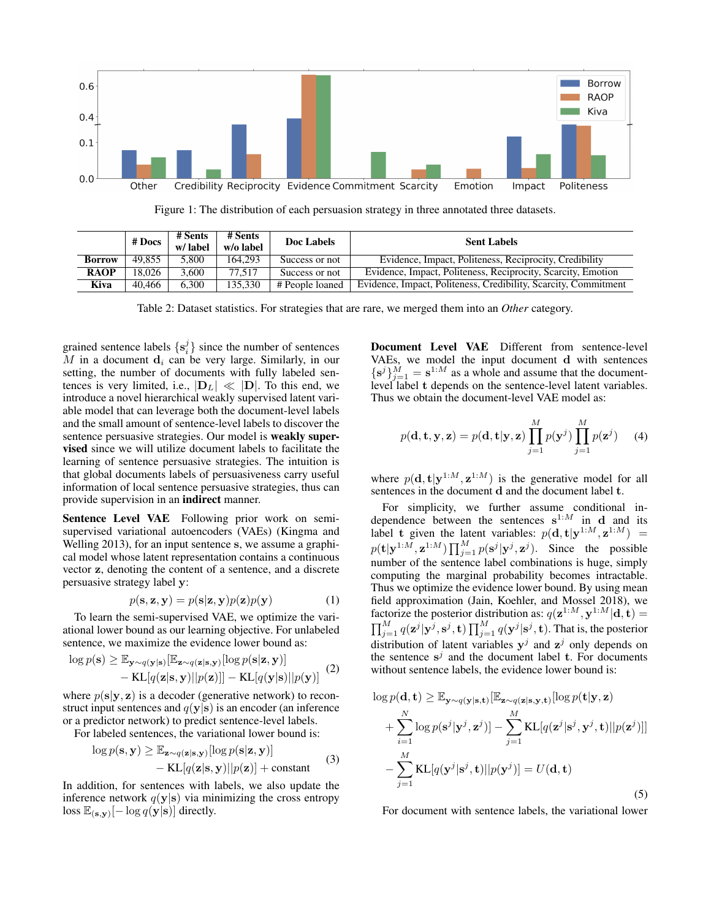Figure 1: The distribution of each persuasion strategy in three annotated three datasets.

|  | # Docs | # Sents w/ label | # Sents w/o label | Doc Labels | Sent Labels |
|---|---|---|---|---|---|
| **Borrow** | 49,855 | 5,800 | 164,293 | Success or not | Evidence, Impact, Politeness, Reciprocity, Credibility |
| **RAOP** | 18,026 | 3,600 | 77,517 | Success or not | Evidence, Impact, Politeness, Reciprocity, Scarcity, Emotion |
| **Kiva** | 40,466 | 6,300 | 135,330 | # People loaned | Evidence, Impact, Politeness, Credibility, Scarcity, Commitment |

Table 2: Dataset statistics. For strategies that are rare, we merged them into an *Other* category.

grained sentence labels $\{\mathbf{s}_i^j\}$ since the number of sentences $M$ in a document $\mathbf{d}_i$ can be very large. Similarly, in our setting, the number of documents with fully labeled sentences is very limited, i.e., $|\mathbf{D}_L| \ll |\mathbf{D}|$. To this end, we introduce a novel hierarchical weakly supervised latent variable model that can leverage both the document-level labels and the small amount of sentence-level labels to discover the sentence persuasive strategies. Our model is **weakly supervised** since we will utilize document labels to facilitate the learning of sentence persuasive strategies. The intuition is that global documents labels of persuasiveness carry useful information of local sentence persuasive strategies, thus can provide supervision in an **indirect** manner.

**Sentence Level VAE** Following prior work on semi-supervised variational autoencoders (VAEs) (Kingma and Welling 2013), for an input sentence $\mathbf{s}$, we assume a graphical model whose latent representation contains a continuous vector $\mathbf{z}$, denoting the content of a sentence, and a discrete persuasive strategy label $\mathbf{y}$:

$$p(\mathbf{s}, \mathbf{z}, \mathbf{y}) = p(\mathbf{s}|\mathbf{z}, \mathbf{y})p(\mathbf{z})p(\mathbf{y}) \quad (1)$$

To learn the semi-supervised VAE, we optimize the variational lower bound as our learning objective. For unlabeled sentence, we maximize the evidence lower bound as:

$$\log p(\mathbf{s}) \geq \mathbb{E}_{\mathbf{y}\sim q(\mathbf{y}|\mathbf{s})}[\mathbb{E}_{\mathbf{z}\sim q(\mathbf{z}|\mathbf{s},\mathbf{y})}[\log p(\mathbf{s}|\mathbf{z}, \mathbf{y})] - \mathrm{KL}[q(\mathbf{z}|\mathbf{s}, \mathbf{y})||p(\mathbf{z})]] - \mathrm{KL}[q(\mathbf{y}|\mathbf{s})||p(\mathbf{y})] \quad (2)$$

where $p(\mathbf{s}|\mathbf{y}, \mathbf{z})$ is a decoder (generative network) to reconstruct input sentences and $q(\mathbf{y}|\mathbf{s})$ is an encoder (an inference or a predictor network) to predict sentence-level labels.

For labeled sentences, the variational lower bound is:

$$\log p(\mathbf{s}, \mathbf{y}) \geq \mathbb{E}_{\mathbf{z}\sim q(\mathbf{z}|\mathbf{s},\mathbf{y})}[\log p(\mathbf{s}|\mathbf{z}, \mathbf{y})] - \mathrm{KL}[q(\mathbf{z}|\mathbf{s}, \mathbf{y})||p(\mathbf{z})] + \text{constant} \quad (3)$$

In addition, for sentences with labels, we also update the inference network $q(\mathbf{y}|\mathbf{s})$ via minimizing the cross entropy loss $\mathbb{E}_{(\mathbf{s},\mathbf{y})}[-\log q(\mathbf{y}|\mathbf{s})]$ directly.

**Document Level VAE** Different from sentence-level VAEs, we model the input document $\mathbf{d}$ with sentences $\{\mathbf{s}^j\}_{j=1}^M = \mathbf{s}^{1:M}$ as a whole and assume that the document-level label $\mathbf{t}$ depends on the sentence-level latent variables. Thus we obtain the document-level VAE model as:

$$p(\mathbf{d}, \mathbf{t}, \mathbf{y}, \mathbf{z}) = p(\mathbf{d}, \mathbf{t}|\mathbf{y}, \mathbf{z}) \prod_{j=1}^{M} p(\mathbf{y}^j) \prod_{j=1}^{M} p(\mathbf{z}^j) \quad (4)$$

where $p(\mathbf{d}, \mathbf{t}|\mathbf{y}^{1:M}, \mathbf{z}^{1:M})$ is the generative model for all sentences in the document $\mathbf{d}$ and the document label $\mathbf{t}$.

For simplicity, we further assume conditional independence between the sentences $\mathbf{s}^{1:M}$ in $\mathbf{d}$ and its label $\mathbf{t}$ given the latent variables: $p(\mathbf{d}, \mathbf{t}|\mathbf{y}^{1:M}, \mathbf{z}^{1:M}) = p(\mathbf{t}|\mathbf{y}^{1:M}, \mathbf{z}^{1:M}) \prod_{j=1}^{M} p(\mathbf{s}^j|\mathbf{y}^j, \mathbf{z}^j)$. Since the possible number of the sentence label combinations is huge, simply computing the marginal probability becomes intractable. Thus we optimize the evidence lower bound. By using mean field approximation (Jain, Koehler, and Mossel 2018), we factorize the posterior distribution as: $q(\mathbf{z}^{1:M}, \mathbf{y}^{1:M}|\mathbf{d}, \mathbf{t}) = \prod_{j=1}^{M} q(\mathbf{z}^j|\mathbf{y}^j, \mathbf{s}^j, \mathbf{t}) \prod_{j=1}^{M} q(\mathbf{y}^j|\mathbf{s}^j, \mathbf{t})$. That is, the posterior distribution of latent variables $\mathbf{y}^j$ and $\mathbf{z}^j$ only depends on the sentence $\mathbf{s}^j$ and the document label $\mathbf{t}$. For documents without sentence labels, the evidence lower bound is:

$$\log p(\mathbf{d}, \mathbf{t}) \geq \mathbb{E}_{\mathbf{y}\sim q(\mathbf{y}|\mathbf{s},\mathbf{t})}[\mathbb{E}_{\mathbf{z}\sim q(\mathbf{z}|\mathbf{s},\mathbf{y},\mathbf{t})}[\log p(\mathbf{t}|\mathbf{y}, \mathbf{z}) + \sum_{i=1}^{N} \log p(\mathbf{s}^j|\mathbf{y}^j, \mathbf{z}^j)] - \sum_{j=1}^{M} \mathrm{KL}[q(\mathbf{z}^j|\mathbf{s}^j, \mathbf{y}^j, \mathbf{t})||p(\mathbf{z}^j)]] - \sum_{j=1}^{M} \mathrm{KL}[q(\mathbf{y}^j|\mathbf{s}^j, \mathbf{t})||p(\mathbf{y}^j)] = U(\mathbf{d}, \mathbf{t}) \quad (5)$$

For document with sentence labels, the variational lower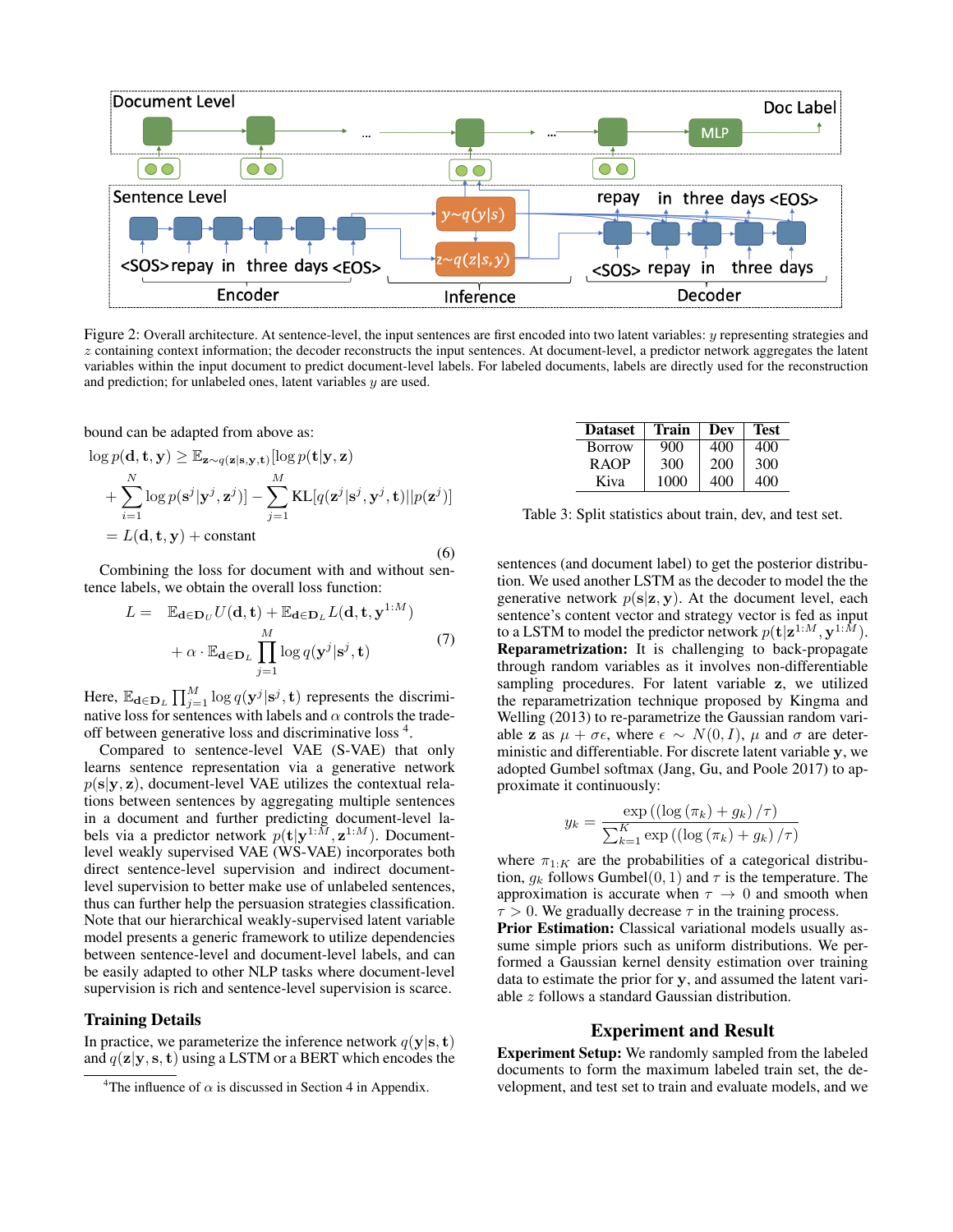Figure 2: Overall architecture. At sentence-level, the input sentences are first encoded into two latent variables: $y$ representing strategies and $z$ containing context information; the decoder reconstructs the input sentences. At document-level, a predictor network aggregates the latent variables within the input document to predict document-level labels. For labeled documents, labels are directly used for the reconstruction and prediction; for unlabeled ones, latent variables $y$ are used.

bound can be adapted from above as:

$$\log p(\mathbf{d}, \mathbf{t}, \mathbf{y}) \geq \mathbb{E}_{\mathbf{z} \sim q(\mathbf{z}|\mathbf{s}, \mathbf{y}, \mathbf{t})}[\log p(\mathbf{t}|\mathbf{y}, \mathbf{z}) + \sum_{i=1}^{N} \log p(\mathbf{s}^j|\mathbf{y}^j, \mathbf{z}^j)] - \sum_{j=1}^{M} \mathrm{KL}[q(\mathbf{z}^j|\mathbf{s}^j, \mathbf{y}^j, \mathbf{t})||p(\mathbf{z}^j)] = L(\mathbf{d}, \mathbf{t}, \mathbf{y}) + \text{constant} \tag{6}$$

Combining the loss for document with and without sentence labels, we obtain the overall loss function:

$$L = \mathbb{E}_{\mathbf{d} \in \mathbf{D}_U} U(\mathbf{d}, \mathbf{t}) + \mathbb{E}_{\mathbf{d} \in \mathbf{D}_L} L(\mathbf{d}, \mathbf{t}, \mathbf{y}^{1:M}) + \alpha \cdot \mathbb{E}_{\mathbf{d} \in \mathbf{D}_L} \prod_{j=1}^{M} \log q(\mathbf{y}^j|\mathbf{s}^j, \mathbf{t}) \tag{7}$$

Here, $\mathbb{E}_{\mathbf{d} \in \mathbf{D}_L} \prod_{j=1}^{M} \log q(\mathbf{y}^j|\mathbf{s}^j, \mathbf{t})$ represents the discriminative loss for sentences with labels and $\alpha$ controls the trade-off between generative loss and discriminative loss [4].

Compared to sentence-level VAE (S-VAE) that only learns sentence representation via a generative network $p(\mathbf{s}|\mathbf{y}, \mathbf{z})$, document-level VAE utilizes the contextual relations between sentences by aggregating multiple sentences in a document and further predicting document-level labels via a predictor network $p(\mathbf{t}|\mathbf{y}^{1:M}, \mathbf{z}^{1:M})$. Document-level weakly supervised VAE (WS-VAE) incorporates both direct sentence-level supervision and indirect document-level supervision to better make use of unlabeled sentences, thus can further help the persuasion strategies classification. Note that our hierarchical weakly-supervised latent variable model presents a generic framework to utilize dependencies between sentence-level and document-level labels, and can be easily adapted to other NLP tasks where document-level supervision is rich and sentence-level supervision is scarce.

## Training Details

In practice, we parameterize the inference network $q(\mathbf{y}|\mathbf{s}, \mathbf{t})$ and $q(\mathbf{z}|\mathbf{y}, \mathbf{s}, \mathbf{t})$ using a LSTM or a BERT which encodes the sentences (and document label) to get the posterior distribution. We used another LSTM as the decoder to model the the generative network $p(\mathbf{s}|\mathbf{z}, \mathbf{y})$. At the document level, each sentence's content vector and strategy vector is fed as input to a LSTM to model the predictor network $p(\mathbf{t}|\mathbf{z}^{1:M}, \mathbf{y}^{1:M})$.

**Reparametrization:** It is challenging to back-propagate through random variables as it involves non-differentiable sampling procedures. For latent variable $\mathbf{z}$, we utilized the reparametrization technique proposed by Kingma and Welling (2013) to re-parametrize the Gaussian random variable $\mathbf{z}$ as $\mu + \sigma\epsilon$, where $\epsilon \sim N(0, I)$, $\mu$ and $\sigma$ are deterministic and differentiable. For discrete latent variable $\mathbf{y}$, we adopted Gumbel softmax (Jang, Gu, and Poole 2017) to approximate it continuously:

$$y_k = \frac{\exp\left(\left(\log\left(\pi_k\right) + g_k\right)/\tau\right)}{\sum_{k=1}^{K} \exp\left(\left(\log\left(\pi_k\right) + g_k\right)/\tau\right)}$$

where $\pi_{1:K}$ are the probabilities of a categorical distribution, $g_k$ follows Gumbel$(0, 1)$ and $\tau$ is the temperature. The approximation is accurate when $\tau \to 0$ and smooth when $\tau > 0$. We gradually decrease $\tau$ in the training process.

**Prior Estimation:** Classical variational models usually assume simple priors such as uniform distributions. We performed a Gaussian kernel density estimation over training data to estimate the prior for $\mathbf{y}$, and assumed the latent variable $z$ follows a standard Gaussian distribution.

| Dataset | Train | Dev | Test |
|---|---|---|---|
| Borrow | 900 | 400 | 400 |
| RAOP | 300 | 200 | 300 |
| Kiva | 1000 | 400 | 400 |

Table 3: Split statistics about train, dev, and test set.

## Experiment and Result

**Experiment Setup:** We randomly sampled from the labeled documents to form the maximum labeled train set, the development, and test set to train and evaluate models, and we

[4] The influence of $\alpha$ is discussed in Section 4 in Appendix.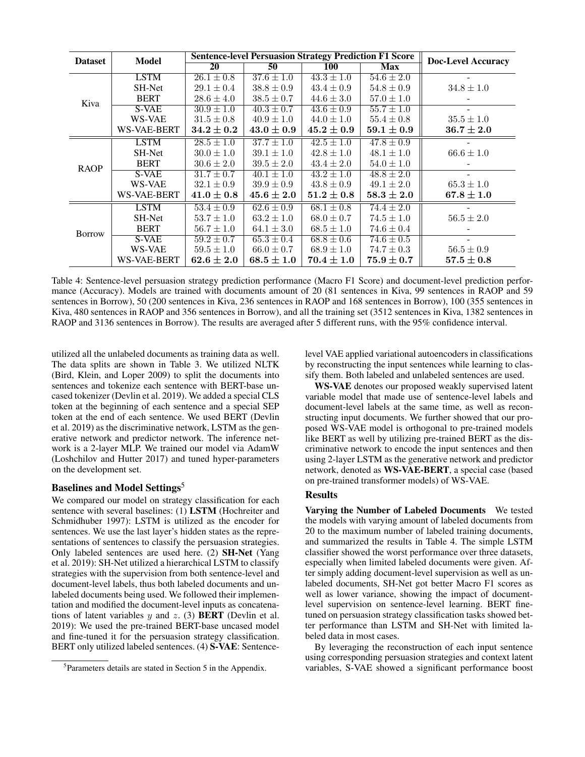| Dataset | Model | Sentence-level Persuasion Strategy Prediction F1 Score | | | | Doc-Level Accuracy |
|---|---|---|---|---|---|---|
| | | 20 | 50 | 100 | Max | |
| Kiva | LSTM | $26.1 \pm 0.8$ | $37.6 \pm 1.0$ | $43.3 \pm 1.0$ | $54.6 \pm 2.0$ | - |
| | SH-Net | $29.1 \pm 0.4$ | $38.8 \pm 0.9$ | $43.4 \pm 0.9$ | $54.8 \pm 0.9$ | $34.8 \pm 1.0$ |
| | BERT | $28.6 \pm 4.0$ | $38.5 \pm 0.7$ | $44.6 \pm 3.0$ | $57.0 \pm 1.0$ | - |
| | S-VAE | $30.9 \pm 1.0$ | $40.3 \pm 0.7$ | $43.6 \pm 0.9$ | $55.7 \pm 1.0$ | - |
| | WS-VAE | $31.5 \pm 0.8$ | $40.9 \pm 1.0$ | $44.0 \pm 1.0$ | $55.4 \pm 0.8$ | $35.5 \pm 1.0$ |
| | WS-VAE-BERT | $\mathbf{34.2 \pm 0.2}$ | $\mathbf{43.0 \pm 0.9}$ | $\mathbf{45.2 \pm 0.9}$ | $\mathbf{59.1 \pm 0.9}$ | $\mathbf{36.7 \pm 2.0}$ |
| RAOP | LSTM | $28.5 \pm 1.0$ | $37.7 \pm 1.0$ | $42.5 \pm 1.0$ | $47.8 \pm 0.9$ | - |
| | SH-Net | $30.0 \pm 1.0$ | $39.1 \pm 1.0$ | $42.8 \pm 1.0$ | $48.1 \pm 1.0$ | $66.6 \pm 1.0$ |
| | BERT | $30.6 \pm 2.0$ | $39.5 \pm 2.0$ | $43.4 \pm 2.0$ | $54.0 \pm 1.0$ | - |
| | S-VAE | $31.7 \pm 0.7$ | $40.1 \pm 1.0$ | $43.2 \pm 1.0$ | $48.8 \pm 2.0$ | - |
| | WS-VAE | $32.1 \pm 0.9$ | $39.9 \pm 0.9$ | $43.8 \pm 0.9$ | $49.1 \pm 2.0$ | $65.3 \pm 1.0$ |
| | WS-VAE-BERT | $\mathbf{41.0 \pm 0.8}$ | $\mathbf{45.6 \pm 2.0}$ | $\mathbf{51.2 \pm 0.8}$ | $\mathbf{58.3 \pm 2.0}$ | $\mathbf{67.8 \pm 1.0}$ |
| Borrow | LSTM | $53.4 \pm 0.9$ | $62.6 \pm 0.9$ | $68.1 \pm 0.8$ | $74.4 \pm 2.0$ | - |
| | SH-Net | $53.7 \pm 1.0$ | $63.2 \pm 1.0$ | $68.0 \pm 0.7$ | $74.5 \pm 1.0$ | $56.5 \pm 2.0$ |
| | BERT | $56.7 \pm 1.0$ | $64.1 \pm 3.0$ | $68.5 \pm 1.0$ | $74.6 \pm 0.4$ | - |
| | S-VAE | $59.2 \pm 0.7$ | $65.3 \pm 0.4$ | $68.8 \pm 0.6$ | $74.6 \pm 0.5$ | - |
| | WS-VAE | $59.5 \pm 1.0$ | $66.0 \pm 0.7$ | $68.9 \pm 1.0$ | $74.7 \pm 0.3$ | $56.5 \pm 0.9$ |
| | WS-VAE-BERT | $\mathbf{62.6 \pm 2.0}$ | $\mathbf{68.5 \pm 1.0}$ | $\mathbf{70.4 \pm 1.0}$ | $\mathbf{75.9 \pm 0.7}$ | $\mathbf{57.5 \pm 0.8}$ |

Table 4: Sentence-level persuasion strategy prediction performance (Macro F1 Score) and document-level prediction performance (Accuracy). Models are trained with documents amount of 20 (81 sentences in Kiva, 99 sentences in RAOP and 59 sentences in Borrow), 50 (200 sentences in Kiva, 236 sentences in RAOP and 168 sentences in Borrow), 100 (355 sentences in Kiva, 480 sentences in RAOP and 356 sentences in Borrow), and all the training set (3512 sentences in Kiva, 1382 sentences in RAOP and 3136 sentences in Borrow). The results are averaged after 5 different runs, with the 95% confidence interval.

utilized all the unlabeled documents as training data as well. The data splits are shown in Table 3. We utilized NLTK (Bird, Klein, and Loper 2009) to split the documents into sentences and tokenize each sentence with BERT-base uncased tokenizer (Devlin et al. 2019). We added a special CLS token at the beginning of each sentence and a special SEP token at the end of each sentence. We used BERT (Devlin et al. 2019) as the discriminative network, LSTM as the generative network and predictor network. The inference network is a 2-layer MLP. We trained our model via AdamW (Loshchilov and Hutter 2017) and tuned hyper-parameters on the development set.

### Baselines and Model Settings[5]

We compared our model on strategy classification for each sentence with several baselines: (1) **LSTM** (Hochreiter and Schmidhuber 1997): LSTM is utilized as the encoder for sentences. We use the last layer's hidden states as the representations of sentences to classify the persuasion strategies. Only labeled sentences are used here. (2) **SH-Net** (Yang et al. 2019): SH-Net utilized a hierarchical LSTM to classify strategies with the supervision from both sentence-level and document-level labels, thus both labeled documents and unlabeled documents being used. We followed their implementation and modified the document-level inputs as concatenations of latent variables $y$ and $z$. (3) **BERT** (Devlin et al. 2019): We used the pre-trained BERT-base uncased model and fine-tuned it for the persuasion strategy classification. BERT only utilized labeled sentences. (4) **S-VAE**: Sentence-level VAE applied variational autoencoders in classifications by reconstructing the input sentences while learning to classify them. Both labeled and unlabeled sentences are used.

**WS-VAE** denotes our proposed weakly supervised latent variable model that made use of sentence-level labels and document-level labels at the same time, as well as reconstructing input documents. We further showed that our proposed WS-VAE model is orthogonal to pre-trained models like BERT as well by utilizing pre-trained BERT as the discriminative network to encode the input sentences and then using 2-layer LSTM as the generative network and predictor network, denoted as **WS-VAE-BERT**, a special case (based on pre-trained transformer models) of WS-VAE.

[5]Parameters details are stated in Section 5 in the Appendix.

### Results

**Varying the Number of Labeled Documents** We tested the models with varying amount of labeled documents from 20 to the maximum number of labeled training documents, and summarized the results in Table 4. The simple LSTM classifier showed the worst performance over three datasets, especially when limited labeled documents were given. After simply adding document-level supervision as well as unlabeled documents, SH-Net got better Macro F1 scores as well as lower variance, showing the impact of document-level supervision on sentence-level learning. BERT fine-tuned on persuasion strategy classification tasks showed better performance than LSTM and SH-Net with limited labeled data in most cases.

By leveraging the reconstruction of each input sentence using corresponding persuasion strategies and context latent variables, S-VAE showed a significant performance boost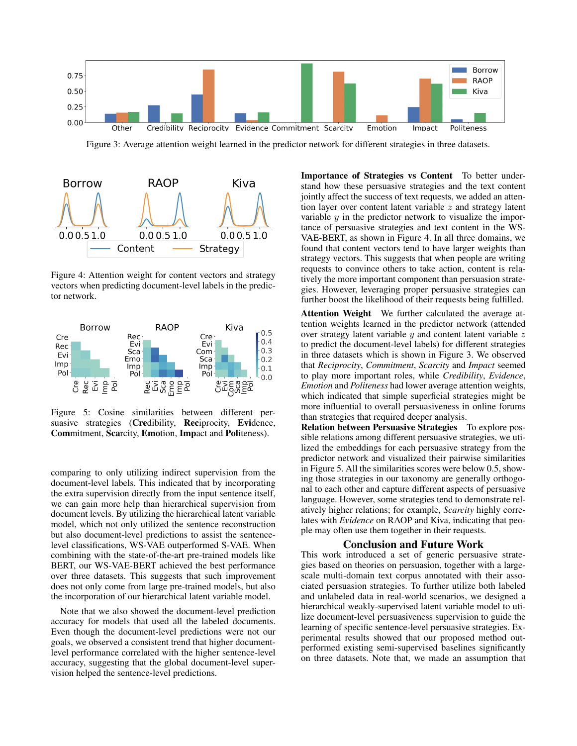Figure 3: Average attention weight learned in the predictor network for different strategies in three datasets.

Figure 4: Attention weight for content vectors and strategy vectors when predicting document-level labels in the predictor network.

Figure 5: Cosine similarities between different persuasive strategies (**Cre**dibility, **Rec**iprocity, **Evi**dence, **Com**mitment, **Sca**rcity, **Emo**tion, **Imp**act and **Pol**iteness).

comparing to only utilizing indirect supervision from the document-level labels. This indicated that by incorporating the extra supervision directly from the input sentence itself, we can gain more help than hierarchical supervision from document levels. By utilizing the hierarchical latent variable model, which not only utilized the sentence reconstruction but also document-level predictions to assist the sentence-level classifications, WS-VAE outperformed S-VAE. When combining with the state-of-the-art pre-trained models like BERT, our WS-VAE-BERT achieved the best performance over three datasets. This suggests that such improvement does not only come from large pre-trained models, but also the incorporation of our hierarchical latent variable model.

Note that we also showed the document-level prediction accuracy for models that used all the labeled documents. Even though the document-level predictions were not our goals, we observed a consistent trend that higher document-level performance correlated with the higher sentence-level accuracy, suggesting that the global document-level supervision helped the sentence-level predictions.

**Importance of Strategies vs Content** To better understand how these persuasive strategies and the text content jointly affect the success of text requests, we added an attention layer over content latent variable $z$ and strategy latent variable $y$ in the predictor network to visualize the importance of persuasive strategies and text content in the WS-VAE-BERT, as shown in Figure 4. In all three domains, we found that content vectors tend to have larger weights than strategy vectors. This suggests that when people are writing requests to convince others to take action, content is relatively the more important component than persuasion strategies. However, leveraging proper persuasive strategies can further boost the likelihood of their requests being fulfilled.

**Attention Weight** We further calculated the average attention weights learned in the predictor network (attended over strategy latent variable $y$ and content latent variable $z$ to predict the document-level labels) for different strategies in three datasets which is shown in Figure 3. We observed that *Reciprocity*, *Commitment*, *Scarcity* and *Impact* seemed to play more important roles, while *Credibility*, *Evidence*, *Emotion* and *Politeness* had lower average attention weights, which indicated that simple superficial strategies might be more influential to overall persuasiveness in online forums than strategies that required deeper analysis.

**Relation between Persuasive Strategies** To explore possible relations among different persuasive strategies, we utilized the embeddings for each persuasive strategy from the predictor network and visualized their pairwise similarities in Figure 5. All the similarities scores were below 0.5, showing those strategies in our taxonomy are generally orthogonal to each other and capture different aspects of persuasive language. However, some strategies tend to demonstrate relatively higher relations; for example, *Scarcity* highly correlates with *Evidence* on RAOP and Kiva, indicating that people may often use them together in their requests.

## Conclusion and Future Work

This work introduced a set of generic persuasive strategies based on theories on persuasion, together with a large-scale multi-domain text corpus annotated with their associated persuasion strategies. To further utilize both labeled and unlabeled data in real-world scenarios, we designed a hierarchical weakly-supervised latent variable model to utilize document-level persuasiveness supervision to guide the learning of specific sentence-level persuasive strategies. Experimental results showed that our proposed method outperformed existing semi-supervised baselines significantly on three datasets. Note that, we made an assumption that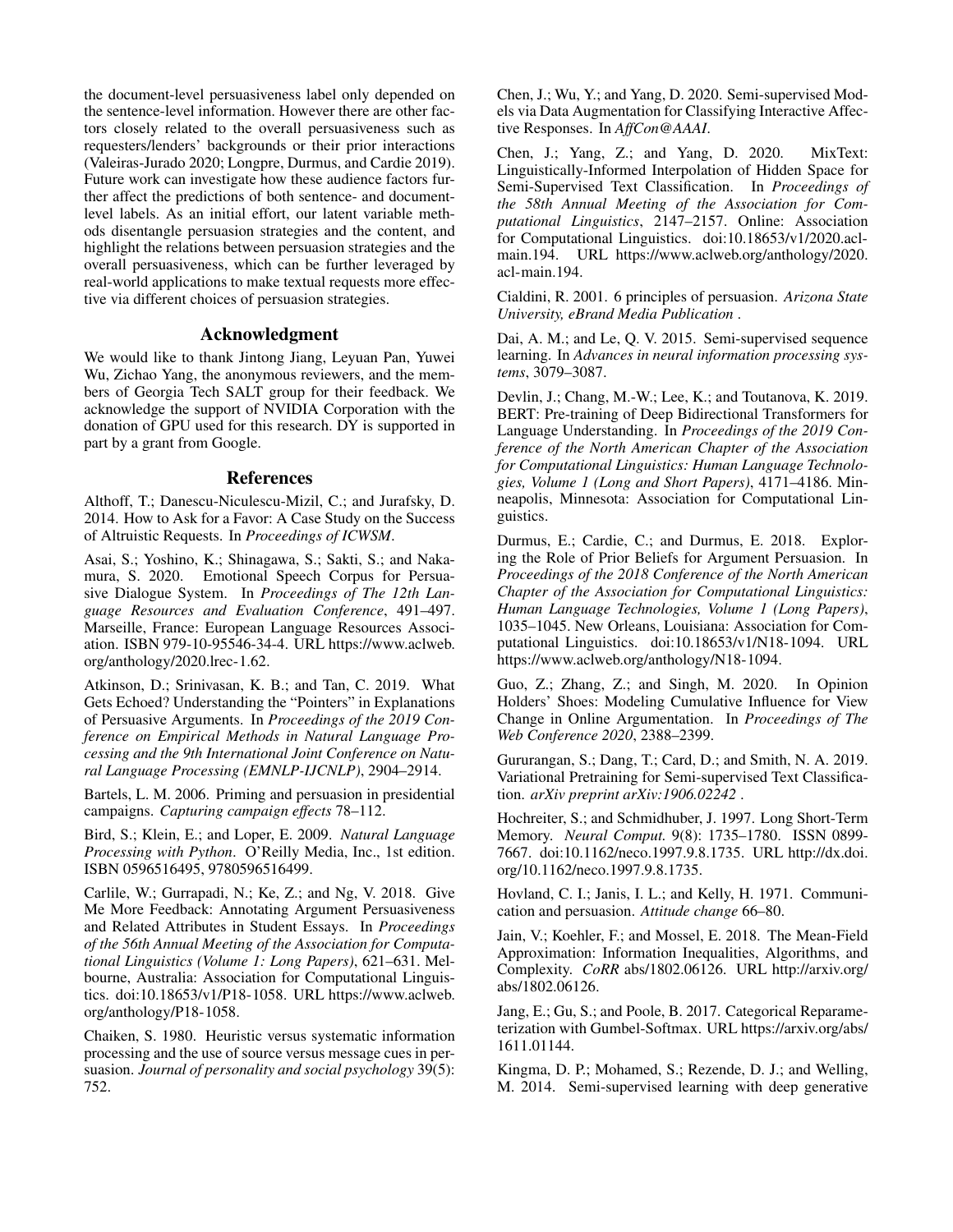the document-level persuasiveness label only depended on the sentence-level information. However there are other factors closely related to the overall persuasiveness such as requesters/lenders' backgrounds or their prior interactions (Valeiras-Jurado 2020; Longpre, Durmus, and Cardie 2019). Future work can investigate how these audience factors further affect the predictions of both sentence- and document-level labels. As an initial effort, our latent variable methods disentangle persuasion strategies and the content, and highlight the relations between persuasion strategies and the overall persuasiveness, which can be further leveraged by real-world applications to make textual requests more effective via different choices of persuasion strategies.

## Acknowledgment

We would like to thank Jintong Jiang, Leyuan Pan, Yuwei Wu, Zichao Yang, the anonymous reviewers, and the members of Georgia Tech SALT group for their feedback. We acknowledge the support of NVIDIA Corporation with the donation of GPU used for this research. DY is supported in part by a grant from Google.

## References

Althoff, T.; Danescu-Niculescu-Mizil, C.; and Jurafsky, D. 2014. How to Ask for a Favor: A Case Study on the Success of Altruistic Requests. In *Proceedings of ICWSM*.

Asai, S.; Yoshino, K.; Shinagawa, S.; Sakti, S.; and Nakamura, S. 2020. Emotional Speech Corpus for Persuasive Dialogue System. In *Proceedings of The 12th Language Resources and Evaluation Conference*, 491–497. Marseille, France: European Language Resources Association. ISBN 979-10-95546-34-4. URL https://www.aclweb.org/anthology/2020.lrec-1.62.

Atkinson, D.; Srinivasan, K. B.; and Tan, C. 2019. What Gets Echoed? Understanding the "Pointers" in Explanations of Persuasive Arguments. In *Proceedings of the 2019 Conference on Empirical Methods in Natural Language Processing and the 9th International Joint Conference on Natural Language Processing (EMNLP-IJCNLP)*, 2904–2914.

Bartels, L. M. 2006. Priming and persuasion in presidential campaigns. *Capturing campaign effects* 78–112.

Bird, S.; Klein, E.; and Loper, E. 2009. *Natural Language Processing with Python*. O'Reilly Media, Inc., 1st edition. ISBN 0596516495, 9780596516499.

Carlile, W.; Gurrapadi, N.; Ke, Z.; and Ng, V. 2018. Give Me More Feedback: Annotating Argument Persuasiveness and Related Attributes in Student Essays. In *Proceedings of the 56th Annual Meeting of the Association for Computational Linguistics (Volume 1: Long Papers)*, 621–631. Melbourne, Australia: Association for Computational Linguistics. doi:10.18653/v1/P18-1058. URL https://www.aclweb.org/anthology/P18-1058.

Chaiken, S. 1980. Heuristic versus systematic information processing and the use of source versus message cues in persuasion. *Journal of personality and social psychology* 39(5): 752.

Chen, J.; Wu, Y.; and Yang, D. 2020. Semi-supervised Models via Data Augmentation for Classifying Interactive Affective Responses. In *AffCon@AAAI*.

Chen, J.; Yang, Z.; and Yang, D. 2020. MixText: Linguistically-Informed Interpolation of Hidden Space for Semi-Supervised Text Classification. In *Proceedings of the 58th Annual Meeting of the Association for Computational Linguistics*, 2147–2157. Online: Association for Computational Linguistics. doi:10.18653/v1/2020.acl-main.194. URL https://www.aclweb.org/anthology/2020.acl-main.194.

Cialdini, R. 2001. 6 principles of persuasion. *Arizona State University, eBrand Media Publication* .

Dai, A. M.; and Le, Q. V. 2015. Semi-supervised sequence learning. In *Advances in neural information processing systems*, 3079–3087.

Devlin, J.; Chang, M.-W.; Lee, K.; and Toutanova, K. 2019. BERT: Pre-training of Deep Bidirectional Transformers for Language Understanding. In *Proceedings of the 2019 Conference of the North American Chapter of the Association for Computational Linguistics: Human Language Technologies, Volume 1 (Long and Short Papers)*, 4171–4186. Minneapolis, Minnesota: Association for Computational Linguistics.

Durmus, E.; Cardie, C.; and Durmus, E. 2018. Exploring the Role of Prior Beliefs for Argument Persuasion. In *Proceedings of the 2018 Conference of the North American Chapter of the Association for Computational Linguistics: Human Language Technologies, Volume 1 (Long Papers)*, 1035–1045. New Orleans, Louisiana: Association for Computational Linguistics. doi:10.18653/v1/N18-1094. URL https://www.aclweb.org/anthology/N18-1094.

Guo, Z.; Zhang, Z.; and Singh, M. 2020. In Opinion Holders' Shoes: Modeling Cumulative Influence for View Change in Online Argumentation. In *Proceedings of The Web Conference 2020*, 2388–2399.

Gururangan, S.; Dang, T.; Card, D.; and Smith, N. A. 2019. Variational Pretraining for Semi-supervised Text Classification. *arXiv preprint arXiv:1906.02242* .

Hochreiter, S.; and Schmidhuber, J. 1997. Long Short-Term Memory. *Neural Comput.* 9(8): 1735–1780. ISSN 0899-7667. doi:10.1162/neco.1997.9.8.1735. URL http://dx.doi.org/10.1162/neco.1997.9.8.1735.

Hovland, C. I.; Janis, I. L.; and Kelly, H. 1971. Communication and persuasion. *Attitude change* 66–80.

Jain, V.; Koehler, F.; and Mossel, E. 2018. The Mean-Field Approximation: Information Inequalities, Algorithms, and Complexity. *CoRR* abs/1802.06126. URL http://arxiv.org/abs/1802.06126.

Jang, E.; Gu, S.; and Poole, B. 2017. Categorical Reparameterization with Gumbel-Softmax. URL https://arxiv.org/abs/1611.01144.

Kingma, D. P.; Mohamed, S.; Rezende, D. J.; and Welling, M. 2014. Semi-supervised learning with deep generative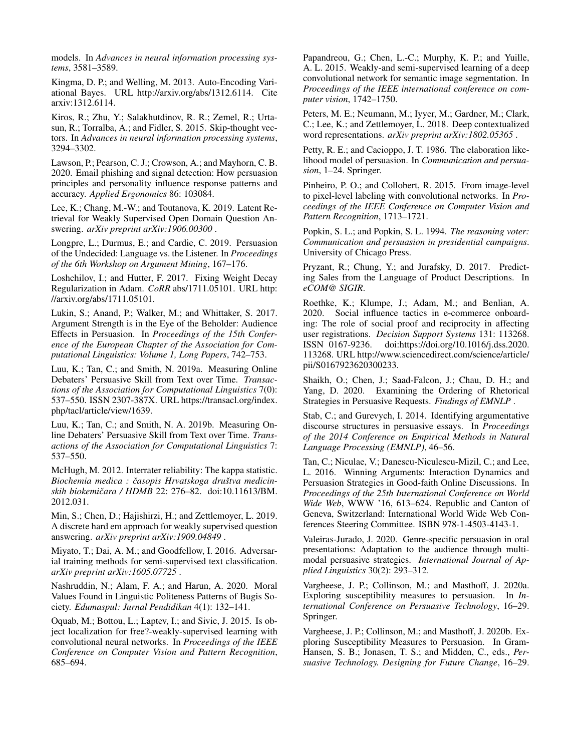models. In *Advances in neural information processing systems*, 3581–3589.

Kingma, D. P.; and Welling, M. 2013. Auto-Encoding Variational Bayes. URL http://arxiv.org/abs/1312.6114. Cite arxiv:1312.6114.

Kiros, R.; Zhu, Y.; Salakhutdinov, R. R.; Zemel, R.; Urtasun, R.; Torralba, A.; and Fidler, S. 2015. Skip-thought vectors. In *Advances in neural information processing systems*, 3294–3302.

Lawson, P.; Pearson, C. J.; Crowson, A.; and Mayhorn, C. B. 2020. Email phishing and signal detection: How persuasion principles and personality influence response patterns and accuracy. *Applied Ergonomics* 86: 103084.

Lee, K.; Chang, M.-W.; and Toutanova, K. 2019. Latent Retrieval for Weakly Supervised Open Domain Question Answering. *arXiv preprint arXiv:1906.00300* .

Longpre, L.; Durmus, E.; and Cardie, C. 2019. Persuasion of the Undecided: Language vs. the Listener. In *Proceedings of the 6th Workshop on Argument Mining*, 167–176.

Loshchilov, I.; and Hutter, F. 2017. Fixing Weight Decay Regularization in Adam. *CoRR* abs/1711.05101. URL http://arxiv.org/abs/1711.05101.

Lukin, S.; Anand, P.; Walker, M.; and Whittaker, S. 2017. Argument Strength is in the Eye of the Beholder: Audience Effects in Persuasion. In *Proceedings of the 15th Conference of the European Chapter of the Association for Computational Linguistics: Volume 1, Long Papers*, 742–753.

Luu, K.; Tan, C.; and Smith, N. 2019a. Measuring Online Debaters' Persuasive Skill from Text over Time. *Transactions of the Association for Computational Linguistics* 7(0): 537–550. ISSN 2307-387X. URL https://transacl.org/index.php/tacl/article/view/1639.

Luu, K.; Tan, C.; and Smith, N. A. 2019b. Measuring Online Debaters' Persuasive Skill from Text over Time. *Transactions of the Association for Computational Linguistics* 7: 537–550.

McHugh, M. 2012. Interrater reliability: The kappa statistic. *Biochemia medica : časopis Hrvatskoga društva medicinskih biokemičara / HDMB* 22: 276–82. doi:10.11613/BM.2012.031.

Min, S.; Chen, D.; Hajishirzi, H.; and Zettlemoyer, L. 2019. A discrete hard em approach for weakly supervised question answering. *arXiv preprint arXiv:1909.04849* .

Miyato, T.; Dai, A. M.; and Goodfellow, I. 2016. Adversarial training methods for semi-supervised text classification. *arXiv preprint arXiv:1605.07725* .

Nashruddin, N.; Alam, F. A.; and Harun, A. 2020. Moral Values Found in Linguistic Politeness Patterns of Bugis Society. *Edumaspul: Jurnal Pendidikan* 4(1): 132–141.

Oquab, M.; Bottou, L.; Laptev, I.; and Sivic, J. 2015. Is object localization for free?-weakly-supervised learning with convolutional neural networks. In *Proceedings of the IEEE Conference on Computer Vision and Pattern Recognition*, 685–694.

Papandreou, G.; Chen, L.-C.; Murphy, K. P.; and Yuille, A. L. 2015. Weakly-and semi-supervised learning of a deep convolutional network for semantic image segmentation. In *Proceedings of the IEEE international conference on computer vision*, 1742–1750.

Peters, M. E.; Neumann, M.; Iyyer, M.; Gardner, M.; Clark, C.; Lee, K.; and Zettlemoyer, L. 2018. Deep contextualized word representations. *arXiv preprint arXiv:1802.05365* .

Petty, R. E.; and Cacioppo, J. T. 1986. The elaboration likelihood model of persuasion. In *Communication and persuasion*, 1–24. Springer.

Pinheiro, P. O.; and Collobert, R. 2015. From image-level to pixel-level labeling with convolutional networks. In *Proceedings of the IEEE Conference on Computer Vision and Pattern Recognition*, 1713–1721.

Popkin, S. L.; and Popkin, S. L. 1994. *The reasoning voter: Communication and persuasion in presidential campaigns*. University of Chicago Press.

Pryzant, R.; Chung, Y.; and Jurafsky, D. 2017. Predicting Sales from the Language of Product Descriptions. In *eCOM@ SIGIR*.

Roethke, K.; Klumpe, J.; Adam, M.; and Benlian, A. 2020. Social influence tactics in e-commerce onboarding: The role of social proof and reciprocity in affecting user registrations. *Decision Support Systems* 131: 113268. ISSN 0167-9236. doi:https://doi.org/10.1016/j.dss.2020.113268. URL http://www.sciencedirect.com/science/article/pii/S0167923620300233.

Shaikh, O.; Chen, J.; Saad-Falcon, J.; Chau, D. H.; and Yang, D. 2020. Examining the Ordering of Rhetorical Strategies in Persuasive Requests. *Findings of EMNLP* .

Stab, C.; and Gurevych, I. 2014. Identifying argumentative discourse structures in persuasive essays. In *Proceedings of the 2014 Conference on Empirical Methods in Natural Language Processing (EMNLP)*, 46–56.

Tan, C.; Niculae, V.; Danescu-Niculescu-Mizil, C.; and Lee, L. 2016. Winning Arguments: Interaction Dynamics and Persuasion Strategies in Good-faith Online Discussions. In *Proceedings of the 25th International Conference on World Wide Web*, WWW '16, 613–624. Republic and Canton of Geneva, Switzerland: International World Wide Web Conferences Steering Committee. ISBN 978-1-4503-4143-1.

Valeiras-Jurado, J. 2020. Genre-specific persuasion in oral presentations: Adaptation to the audience through multimodal persuasive strategies. *International Journal of Applied Linguistics* 30(2): 293–312.

Vargheese, J. P.; Collinson, M.; and Masthoff, J. 2020a. Exploring susceptibility measures to persuasion. In *International Conference on Persuasive Technology*, 16–29. Springer.

Vargheese, J. P.; Collinson, M.; and Masthoff, J. 2020b. Exploring Susceptibility Measures to Persuasion. In Gram-Hansen, S. B.; Jonasen, T. S.; and Midden, C., eds., *Persuasive Technology. Designing for Future Change*, 16–29.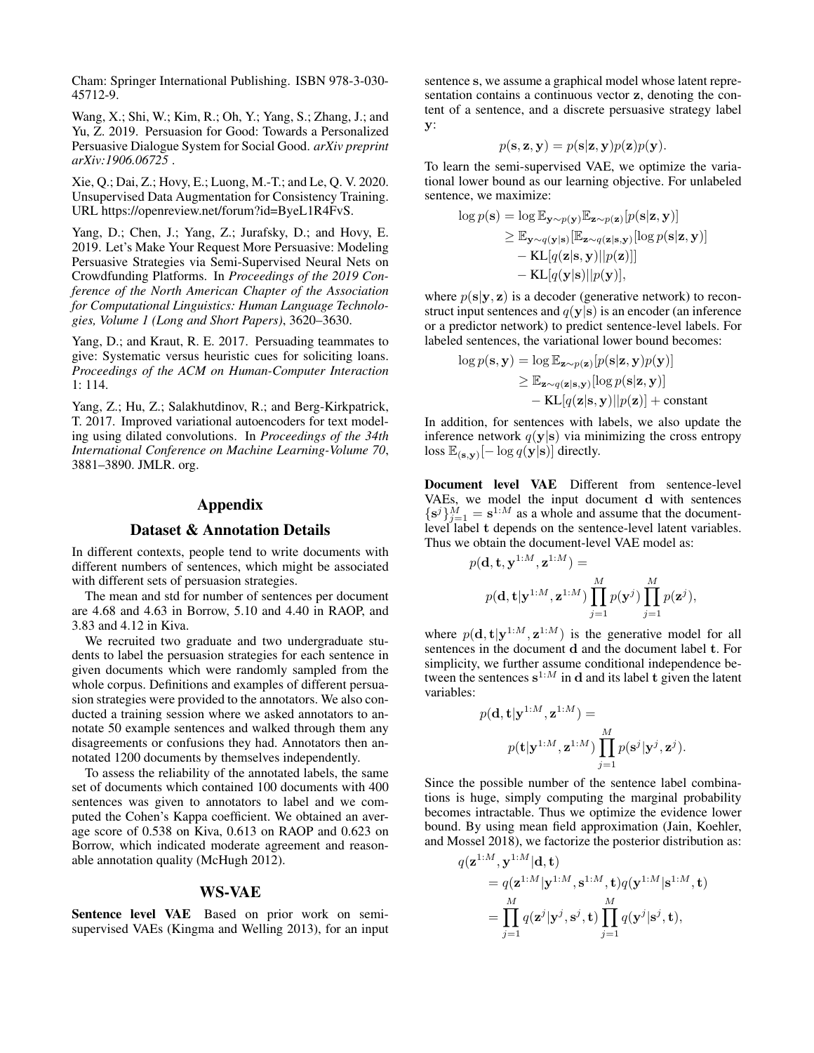Cham: Springer International Publishing. ISBN 978-3-030-45712-9.

Wang, X.; Shi, W.; Kim, R.; Oh, Y.; Yang, S.; Zhang, J.; and Yu, Z. 2019. Persuasion for Good: Towards a Personalized Persuasive Dialogue System for Social Good. *arXiv preprint arXiv:1906.06725* .

Xie, Q.; Dai, Z.; Hovy, E.; Luong, M.-T.; and Le, Q. V. 2020. Unsupervised Data Augmentation for Consistency Training. URL https://openreview.net/forum?id=ByeL1R4FvS.

Yang, D.; Chen, J.; Yang, Z.; Jurafsky, D.; and Hovy, E. 2019. Let's Make Your Request More Persuasive: Modeling Persuasive Strategies via Semi-Supervised Neural Nets on Crowdfunding Platforms. In *Proceedings of the 2019 Conference of the North American Chapter of the Association for Computational Linguistics: Human Language Technologies, Volume 1 (Long and Short Papers)*, 3620–3630.

Yang, D.; and Kraut, R. E. 2017. Persuading teammates to give: Systematic versus heuristic cues for soliciting loans. *Proceedings of the ACM on Human-Computer Interaction* 1: 114.

Yang, Z.; Hu, Z.; Salakhutdinov, R.; and Berg-Kirkpatrick, T. 2017. Improved variational autoencoders for text modeling using dilated convolutions. In *Proceedings of the 34th International Conference on Machine Learning-Volume 70*, 3881–3890. JMLR. org.

# Appendix

## Dataset & Annotation Details

In different contexts, people tend to write documents with different numbers of sentences, which might be associated with different sets of persuasion strategies.

The mean and std for number of sentences per document are 4.68 and 4.63 in Borrow, 5.10 and 4.40 in RAOP, and 3.83 and 4.12 in Kiva.

We recruited two graduate and two undergraduate students to label the persuasion strategies for each sentence in given documents which were randomly sampled from the whole corpus. Definitions and examples of different persuasion strategies were provided to the annotators. We also conducted a training session where we asked annotators to annotate 50 example sentences and walked through them any disagreements or confusions they had. Annotators then annotated 1200 documents by themselves independently.

To assess the reliability of the annotated labels, the same set of documents which contained 100 documents with 400 sentences was given to annotators to label and we computed the Cohen's Kappa coefficient. We obtained an average score of 0.538 on Kiva, 0.613 on RAOP and 0.623 on Borrow, which indicated moderate agreement and reasonable annotation quality (McHugh 2012).

## WS-VAE

**Sentence level VAE** Based on prior work on semi-supervised VAEs (Kingma and Welling 2013), for an input sentence $\mathbf{s}$, we assume a graphical model whose latent representation contains a continuous vector $\mathbf{z}$, denoting the content of a sentence, and a discrete persuasive strategy label $\mathbf{y}$:

$$p(\mathbf{s}, \mathbf{z}, \mathbf{y}) = p(\mathbf{s}|\mathbf{z}, \mathbf{y})p(\mathbf{z})p(\mathbf{y}).$$

To learn the semi-supervised VAE, we optimize the variational lower bound as our learning objective. For unlabeled sentence, we maximize:

$$\begin{aligned}
\log p(\mathbf{s}) &= \log \mathbb{E}_{\mathbf{y}\sim p(\mathbf{y})}\mathbb{E}_{\mathbf{z}\sim p(\mathbf{z})}[p(\mathbf{s}|\mathbf{z}, \mathbf{y})] \\
&\geq \mathbb{E}_{\mathbf{y}\sim q(\mathbf{y}|\mathbf{s})}[\mathbb{E}_{\mathbf{z}\sim q(\mathbf{z}|\mathbf{s},\mathbf{y})}[\log p(\mathbf{s}|\mathbf{z}, \mathbf{y})] \\
&\quad - \mathrm{KL}[q(\mathbf{z}|\mathbf{s}, \mathbf{y})||p(\mathbf{z})]] \\
&\quad - \mathrm{KL}[q(\mathbf{y}|\mathbf{s})||p(\mathbf{y})],
\end{aligned}$$

where $p(\mathbf{s}|\mathbf{y}, \mathbf{z})$ is a decoder (generative network) to reconstruct input sentences and $q(\mathbf{y}|\mathbf{s})$ is an encoder (an inference or a predictor network) to predict sentence-level labels. For labeled sentences, the variational lower bound becomes:

$$\begin{aligned}
\log p(\mathbf{s}, \mathbf{y}) &= \log \mathbb{E}_{\mathbf{z}\sim p(\mathbf{z})}[p(\mathbf{s}|\mathbf{z}, \mathbf{y})p(\mathbf{y})] \\
&\geq \mathbb{E}_{\mathbf{z}\sim q(\mathbf{z}|\mathbf{s},\mathbf{y})}[\log p(\mathbf{s}|\mathbf{z}, \mathbf{y})] \\
&\quad - \mathrm{KL}[q(\mathbf{z}|\mathbf{s}, \mathbf{y})||p(\mathbf{z})] + \text{constant}
\end{aligned}$$

In addition, for sentences with labels, we also update the inference network $q(\mathbf{y}|\mathbf{s})$ via minimizing the cross entropy loss $\mathbb{E}_{(\mathbf{s},\mathbf{y})}[-\log q(\mathbf{y}|\mathbf{s})]$ directly.

**Document level VAE** Different from sentence-level VAEs, we model the input document $\mathbf{d}$ with sentences $\{\mathbf{s}^j\}_{j=1}^M = \mathbf{s}^{1:M}$ as a whole and assume that the document-level label $\mathbf{t}$ depends on the sentence-level latent variables. Thus we obtain the document-level VAE model as:

$$\begin{aligned}
&p(\mathbf{d}, \mathbf{t}, \mathbf{y}^{1:M}, \mathbf{z}^{1:M}) = \\
&\quad p(\mathbf{d}, \mathbf{t}|\mathbf{y}^{1:M}, \mathbf{z}^{1:M}) \prod_{j=1}^{M} p(\mathbf{y}^j) \prod_{j=1}^{M} p(\mathbf{z}^j),
\end{aligned}$$

where $p(\mathbf{d}, \mathbf{t}|\mathbf{y}^{1:M}, \mathbf{z}^{1:M})$ is the generative model for all sentences in the document $\mathbf{d}$ and the document label $\mathbf{t}$. For simplicity, we further assume conditional independence between the sentences $\mathbf{s}^{1:M}$ in $\mathbf{d}$ and its label $\mathbf{t}$ given the latent variables:

$$\begin{aligned}
&p(\mathbf{d}, \mathbf{t}|\mathbf{y}^{1:M}, \mathbf{z}^{1:M}) = \\
&\quad p(\mathbf{t}|\mathbf{y}^{1:M}, \mathbf{z}^{1:M}) \prod_{j=1}^{M} p(\mathbf{s}^j|\mathbf{y}^j, \mathbf{z}^j).
\end{aligned}$$

Since the possible number of the sentence label combinations is huge, simply computing the marginal probability becomes intractable. Thus we optimize the evidence lower bound. By using mean field approximation (Jain, Koehler, and Mossel 2018), we factorize the posterior distribution as:

$$\begin{aligned}
&q(\mathbf{z}^{1:M}, \mathbf{y}^{1:M}|\mathbf{d}, \mathbf{t}) \\
&\quad = q(\mathbf{z}^{1:M}|\mathbf{y}^{1:M}, \mathbf{s}^{1:M}, \mathbf{t})q(\mathbf{y}^{1:M}|\mathbf{s}^{1:M}, \mathbf{t}) \\
&\quad = \prod_{j=1}^{M} q(\mathbf{z}^j|\mathbf{y}^j, \mathbf{s}^j, \mathbf{t}) \prod_{j=1}^{M} q(\mathbf{y}^j|\mathbf{s}^j, \mathbf{t}),
\end{aligned}$$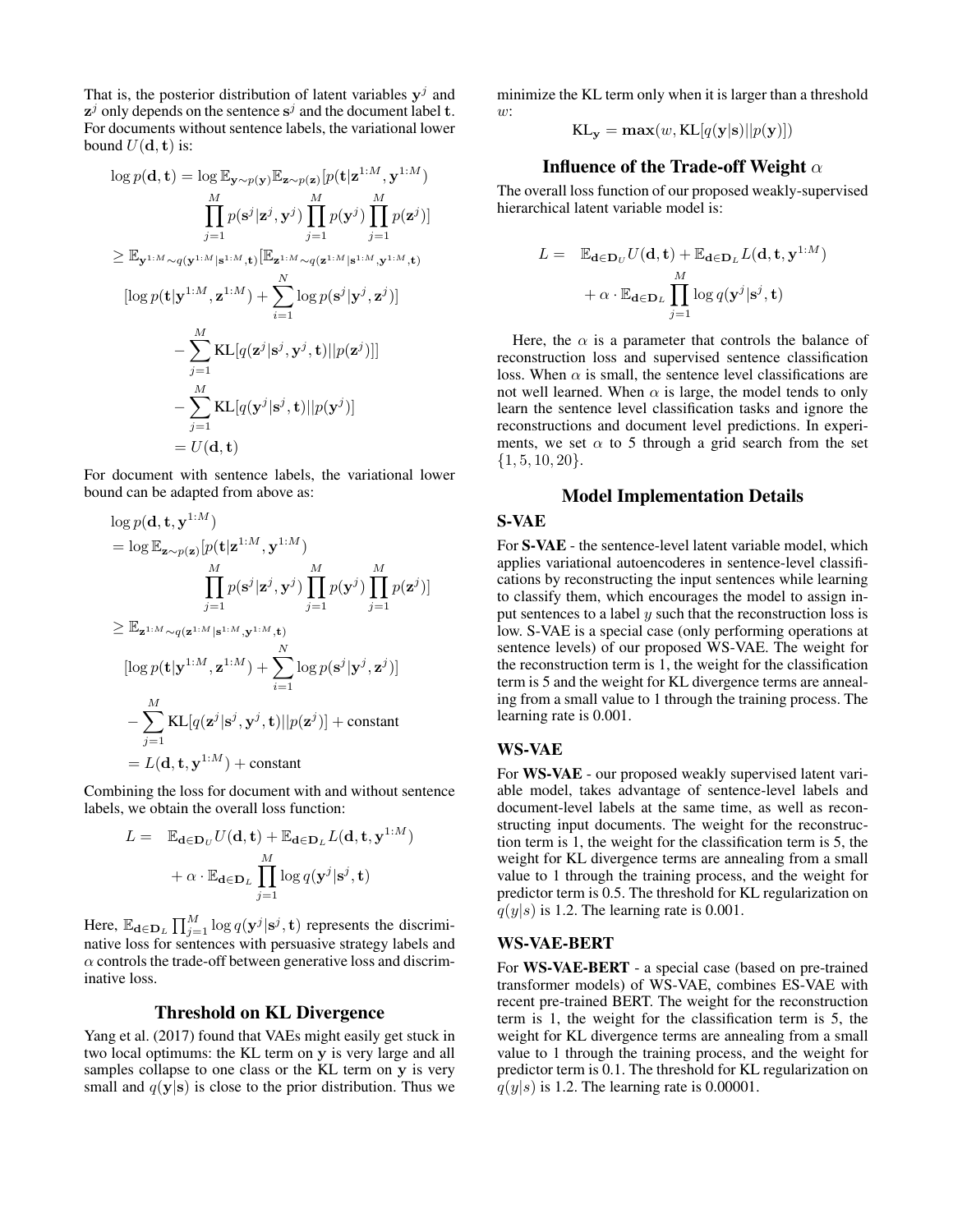That is, the posterior distribution of latent variables $\mathbf{y}^j$ and $\mathbf{z}^j$ only depends on the sentence $\mathbf{s}^j$ and the document label $\mathbf{t}$. For documents without sentence labels, the variational lower bound $U(\mathbf{d}, \mathbf{t})$ is:

$$
\begin{aligned}
\log p(\mathbf{d}, \mathbf{t}) &= \log \mathbb{E}_{\mathbf{y} \sim p(\mathbf{y})} \mathbb{E}_{\mathbf{z} \sim p(\mathbf{z})} [p(\mathbf{t}|\mathbf{z}^{1:M}, \mathbf{y}^{1:M}) \\
&\quad \prod_{j=1}^{M} p(\mathbf{s}^j|\mathbf{z}^j, \mathbf{y}^j) \prod_{j=1}^{M} p(\mathbf{y}^j) \prod_{j=1}^{M} p(\mathbf{z}^j)] \\
&\geq \mathbb{E}_{\mathbf{y}^{1:M} \sim q(\mathbf{y}^{1:M}|\mathbf{s}^{1:M}, \mathbf{t})} [\mathbb{E}_{\mathbf{z}^{1:M} \sim q(\mathbf{z}^{1:M}|\mathbf{s}^{1:M}, \mathbf{y}^{1:M}, \mathbf{t})} \\
&\quad [\log p(\mathbf{t}|\mathbf{y}^{1:M}, \mathbf{z}^{1:M}) + \sum_{i=1}^{N} \log p(\mathbf{s}^j|\mathbf{y}^j, \mathbf{z}^j)] \\
&\quad - \sum_{j=1}^{M} \mathrm{KL}[q(\mathbf{z}^j|\mathbf{s}^j, \mathbf{y}^j, \mathbf{t})||p(\mathbf{z}^j)]] \\
&\quad - \sum_{j=1}^{M} \mathrm{KL}[q(\mathbf{y}^j|\mathbf{s}^j, \mathbf{t})||p(\mathbf{y}^j)] \\
&= U(\mathbf{d}, \mathbf{t})
\end{aligned}
$$

For document with sentence labels, the variational lower bound can be adapted from above as:

$$
\begin{aligned}
&\log p(\mathbf{d}, \mathbf{t}, \mathbf{y}^{1:M}) \\
&= \log \mathbb{E}_{\mathbf{z} \sim p(\mathbf{z})} [p(\mathbf{t}|\mathbf{z}^{1:M}, \mathbf{y}^{1:M}) \\
&\quad \prod_{j=1}^{M} p(\mathbf{s}^j|\mathbf{z}^j, \mathbf{y}^j) \prod_{j=1}^{M} p(\mathbf{y}^j) \prod_{j=1}^{M} p(\mathbf{z}^j)] \\
&\geq \mathbb{E}_{\mathbf{z}^{1:M} \sim q(\mathbf{z}^{1:M}|\mathbf{s}^{1:M}, \mathbf{y}^{1:M}, \mathbf{t})} \\
&\quad [\log p(\mathbf{t}|\mathbf{y}^{1:M}, \mathbf{z}^{1:M}) + \sum_{i=1}^{N} \log p(\mathbf{s}^j|\mathbf{y}^j, \mathbf{z}^j)] \\
&\quad - \sum_{j=1}^{M} \mathrm{KL}[q(\mathbf{z}^j|\mathbf{s}^j, \mathbf{y}^j, \mathbf{t})||p(\mathbf{z}^j)] + \text{constant} \\
&= L(\mathbf{d}, \mathbf{t}, \mathbf{y}^{1:M}) + \text{constant}
\end{aligned}
$$

Combining the loss for document with and without sentence labels, we obtain the overall loss function:

$$
\begin{aligned}
L = \quad & \mathbb{E}_{\mathbf{d} \in \mathbf{D}_U} U(\mathbf{d}, \mathbf{t}) + \mathbb{E}_{\mathbf{d} \in \mathbf{D}_L} L(\mathbf{d}, \mathbf{t}, \mathbf{y}^{1:M}) \\
& + \alpha \cdot \mathbb{E}_{\mathbf{d} \in \mathbf{D}_L} \prod_{j=1}^{M} \log q(\mathbf{y}^j|\mathbf{s}^j, \mathbf{t})
\end{aligned}
$$

Here, $\mathbb{E}_{\mathbf{d} \in \mathbf{D}_L} \prod_{j=1}^{M} \log q(\mathbf{y}^j|\mathbf{s}^j, \mathbf{t})$ represents the discriminative loss for sentences with persuasive strategy labels and $\alpha$ controls the trade-off between generative loss and discriminative loss.

## Threshold on KL Divergence

Yang et al. (2017) found that VAEs might easily get stuck in two local optimums: the KL term on $\mathbf{y}$ is very large and all samples collapse to one class or the KL term on $\mathbf{y}$ is very small and $q(\mathbf{y}|\mathbf{s})$ is close to the prior distribution. Thus we minimize the KL term only when it is larger than a threshold $w$:

$$
\mathrm{KL}_{\mathbf{y}} = \mathbf{max}(w, \mathrm{KL}[q(\mathbf{y}|\mathbf{s})||p(\mathbf{y})])
$$

## Influence of the Trade-off Weight $\alpha$

The overall loss function of our proposed weakly-supervised hierarchical latent variable model is:

$$
\begin{aligned}
L = \quad & \mathbb{E}_{\mathbf{d} \in \mathbf{D}_U} U(\mathbf{d}, \mathbf{t}) + \mathbb{E}_{\mathbf{d} \in \mathbf{D}_L} L(\mathbf{d}, \mathbf{t}, \mathbf{y}^{1:M}) \\
& + \alpha \cdot \mathbb{E}_{\mathbf{d} \in \mathbf{D}_L} \prod_{j=1}^{M} \log q(\mathbf{y}^j|\mathbf{s}^j, \mathbf{t})
\end{aligned}
$$

Here, the $\alpha$ is a parameter that controls the balance of reconstruction loss and supervised sentence classification loss. When $\alpha$ is small, the sentence level classifications are not well learned. When $\alpha$ is large, the model tends to only learn the sentence level classification tasks and ignore the reconstructions and document level predictions. In experiments, we set $\alpha$ to 5 through a grid search from the set $\{1, 5, 10, 20\}$.

## Model Implementation Details

### S-VAE

For **S-VAE** - the sentence-level latent variable model, which applies variational autoencoderes in sentence-level classifications by reconstructing the input sentences while learning to classify them, which encourages the model to assign input sentences to a label $y$ such that the reconstruction loss is low. S-VAE is a special case (only performing operations at sentence levels) of our proposed WS-VAE. The weight for the reconstruction term is 1, the weight for the classification term is 5 and the weight for KL divergence terms are annealing from a small value to 1 through the training process. The learning rate is 0.001.

### WS-VAE

For **WS-VAE** - our proposed weakly supervised latent variable model, takes advantage of sentence-level labels and document-level labels at the same time, as well as reconstructing input documents. The weight for the reconstruction term is 1, the weight for the classification term is 5, the weight for KL divergence terms are annealing from a small value to 1 through the training process, and the weight for predictor term is 0.5. The threshold for KL regularization on $q(y|s)$ is 1.2. The learning rate is 0.001.

### WS-VAE-BERT

For **WS-VAE-BERT** - a special case (based on pre-trained transformer models) of WS-VAE, combines ES-VAE with recent pre-trained BERT. The weight for the reconstruction term is 1, the weight for the classification term is 5, the weight for KL divergence terms are annealing from a small value to 1 through the training process, and the weight for predictor term is 0.1. The threshold for KL regularization on $q(y|s)$ is 1.2. The learning rate is 0.00001.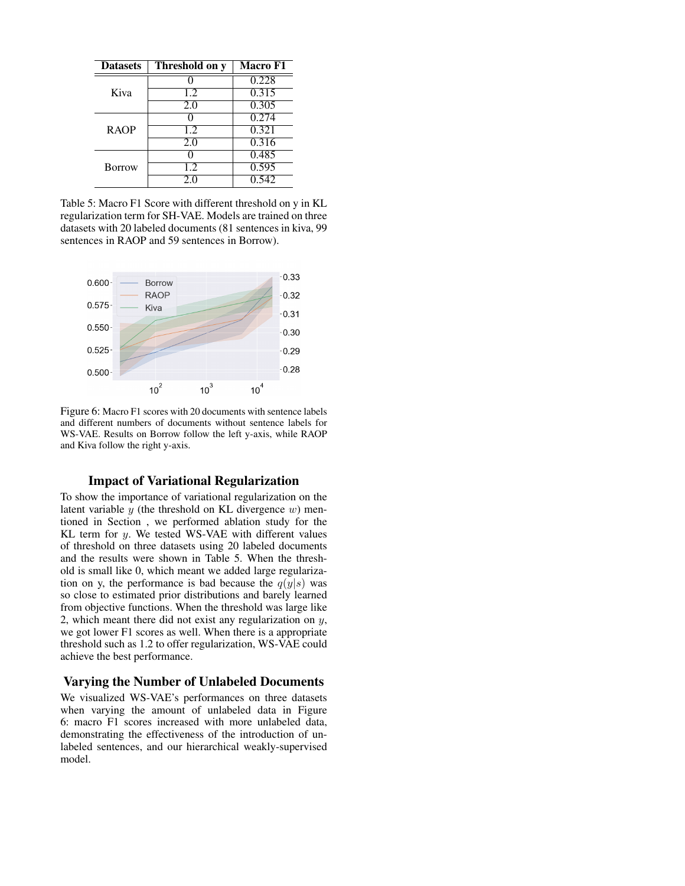| Datasets | Threshold on y | Macro F1 |
|---|---|---|
| Kiva | 0 | 0.228 |
| | 1.2 | 0.315 |
| | 2.0 | 0.305 |
| RAOP | 0 | 0.274 |
| | 1.2 | 0.321 |
| | 2.0 | 0.316 |
| Borrow | 0 | 0.485 |
| | 1.2 | 0.595 |
| | 2.0 | 0.542 |

Table 5: Macro F1 Score with different threshold on y in KL regularization term for SH-VAE. Models are trained on three datasets with 20 labeled documents (81 sentences in kiva, 99 sentences in RAOP and 59 sentences in Borrow).

Borrow
RAOP
Kiva

0.600
0.575
0.550
0.525
0.500

0.33
0.32
0.31
0.30
0.29
0.28

$10^2$
$10^3$
$10^4$

Figure 6: Macro F1 scores with 20 documents with sentence labels and different numbers of documents without sentence labels for WS-VAE. Results on Borrow follow the left y-axis, while RAOP and Kiva follow the right y-axis.

## Impact of Variational Regularization

To show the importance of variational regularization on the latent variable $y$ (the threshold on KL divergence $w$) mentioned in Section , we performed ablation study for the KL term for $y$. We tested WS-VAE with different values of threshold on three datasets using 20 labeled documents and the results were shown in Table 5. When the threshold is small like 0, which meant we added large regularization on y, the performance is bad because the $q(y|s)$ was so close to estimated prior distributions and barely learned from objective functions. When the threshold was large like 2, which meant there did not exist any regularization on $y$, we got lower F1 scores as well. When there is a appropriate threshold such as 1.2 to offer regularization, WS-VAE could achieve the best performance.

## Varying the Number of Unlabeled Documents

We visualized WS-VAE's performances on three datasets when varying the amount of unlabeled data in Figure 6: macro F1 scores increased with more unlabeled data, demonstrating the effectiveness of the introduction of unlabeled sentences, and our hierarchical weakly-supervised model.